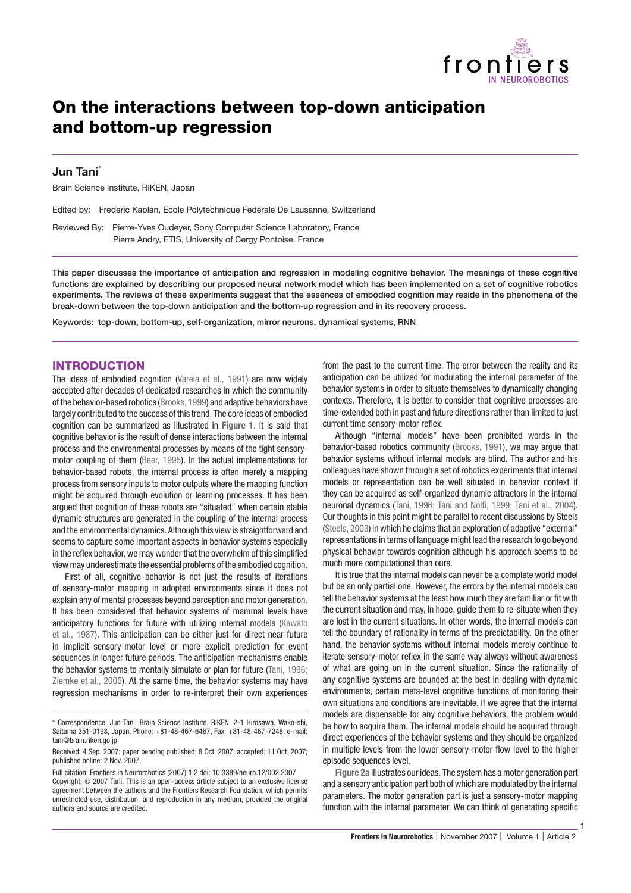# On the interactions between top-down anticipation and bottom-up regression

## Jun Tani[*]

Brain Science Institute, RIKEN, Japan

Edited by: Frederic Kaplan, Ecole Polytechnique Federale De Lausanne, Switzerland

Reviewed By: Pierre-Yves Oudeyer, Sony Computer Science Laboratory, France
Pierre Andry, ETIS, University of Cergy Pontoise, France

**This paper discusses the importance of anticipation and regression in modeling cognitive behavior. The meanings of these cognitive functions are explained by describing our proposed neural network model which has been implemented on a set of cognitive robotics experiments. The reviews of these experiments suggest that the essences of embodied cognition may reside in the phenomena of the break-down between the top-down anticipation and the bottom-up regression and in its recovery process.**

**Keywords: top-down, bottom-up, self-organization, mirror neurons, dynamical systems, RNN**

## INTRODUCTION

The ideas of embodied cognition (Varela et al., 1991) are now widely accepted after decades of dedicated researches in which the community of the behavior-based robotics (Brooks, 1999) and adaptive behaviors have largely contributed to the success of this trend. The core ideas of embodied cognition can be summarized as illustrated in **Figure 1**. It is said that cognitive behavior is the result of dense interactions between the internal process and the environmental processes by means of the tight sensory-motor coupling of them (Beer, 1995). In the actual implementations for behavior-based robots, the internal process is often merely a mapping process from sensory inputs to motor outputs where the mapping function might be acquired through evolution or learning processes. It has been argued that cognition of these robots are "situated" when certain stable dynamic structures are generated in the coupling of the internal process and the environmental dynamics. Although this view is straightforward and seems to capture some important aspects in behavior systems especially in the reflex behavior, we may wonder that the overwhelm of this simplified view may underestimate the essential problems of the embodied cognition.

First of all, cognitive behavior is not just the results of iterations of sensory-motor mapping in adopted environments since it does not explain any of mental processes beyond perception and motor generation. It has been considered that behavior systems of mammal levels have anticipatory functions for future with utilizing internal models (Kawato et al., 1987). This anticipation can be either just for direct near future in implicit sensory-motor level or more explicit prediction for event sequences in longer future periods. The anticipation mechanisms enable the behavior systems to mentally simulate or plan for future (Tani, 1996; Ziemke et al., 2005). At the same time, the behavior systems may have regression mechanisms in order to re-interpret their own experiences from the past to the current time. The error between the reality and its anticipation can be utilized for modulating the internal parameter of the behavior systems in order to situate themselves to dynamically changing contexts. Therefore, it is better to consider that cognitive processes are time-extended both in past and future directions rather than limited to just current time sensory-motor reflex.

Although "internal models" have been prohibited words in the behavior-based robotics community (Brooks, 1991), we may argue that behavior systems without internal models are blind. The author and his colleagues have shown through a set of robotics experiments that internal models or representation can be well situated in behavior context if they can be acquired as self-organized dynamic attractors in the internal neuronal dynamics (Tani, 1996; Tani and Nolfi, 1999; Tani et al., 2004). Our thoughts in this point might be parallel to recent discussions by Steels (Steels, 2003) in which he claims that an exploration of adaptive "external" representations in terms of language might lead the research to go beyond physical behavior towards cognition although his approach seems to be much more computational than ours.

It is true that the internal models can never be a complete world model but be an only partial one. However, the errors by the internal models can tell the behavior systems at the least how much they are familiar or fit with the current situation and may, in hope, guide them to re-situate when they are lost in the current situations. In other words, the internal models can tell the boundary of rationality in terms of the predictability. On the other hand, the behavior systems without internal models merely continue to iterate sensory-motor reflex in the same way always without awareness of what are going on in the current situation. Since the rationality of any cognitive systems are bounded at the best in dealing with dynamic environments, certain meta-level cognitive functions of monitoring their own situations and conditions are inevitable. If we agree that the internal models are dispensable for any cognitive behaviors, the problem would be how to acquire them. The internal models should be acquired through direct experiences of the behavior systems and they should be organized in multiple levels from the lower sensory-motor flow level to the higher episode sequences level.

**Figure 2a** illustrates our ideas. The system has a motor generation part and a sensory anticipation part both of which are modulated by the internal parameters. The motor generation part is just a sensory-motor mapping function with the internal parameter. We can think of generating specific

[*] Correspondence: Jun Tani, Brain Science Institute, RIKEN, 2-1 Hirosawa, Wako-shi, Saitama 351-0198, Japan. Phone: +81-48-467-6467, Fax: +81-48-467-7248. e-mail: tani@brain.riken.go.jp

Received: 4 Sep. 2007; paper pending published: 8 Oct. 2007; accepted: 11 Oct. 2007; published online: 2 Nov. 2007.

Full citation: Frontiers in Neurorobotics (2007) **1**:2 doi: 10.3389/neuro.12/002.2007

Copyright: © 2007 Tani. This is an open-access article subject to an exclusive license agreement between the authors and the Frontiers Research Foundation, which permits unrestricted use, distribution, and reproduction in any medium, provided the original authors and source are credited.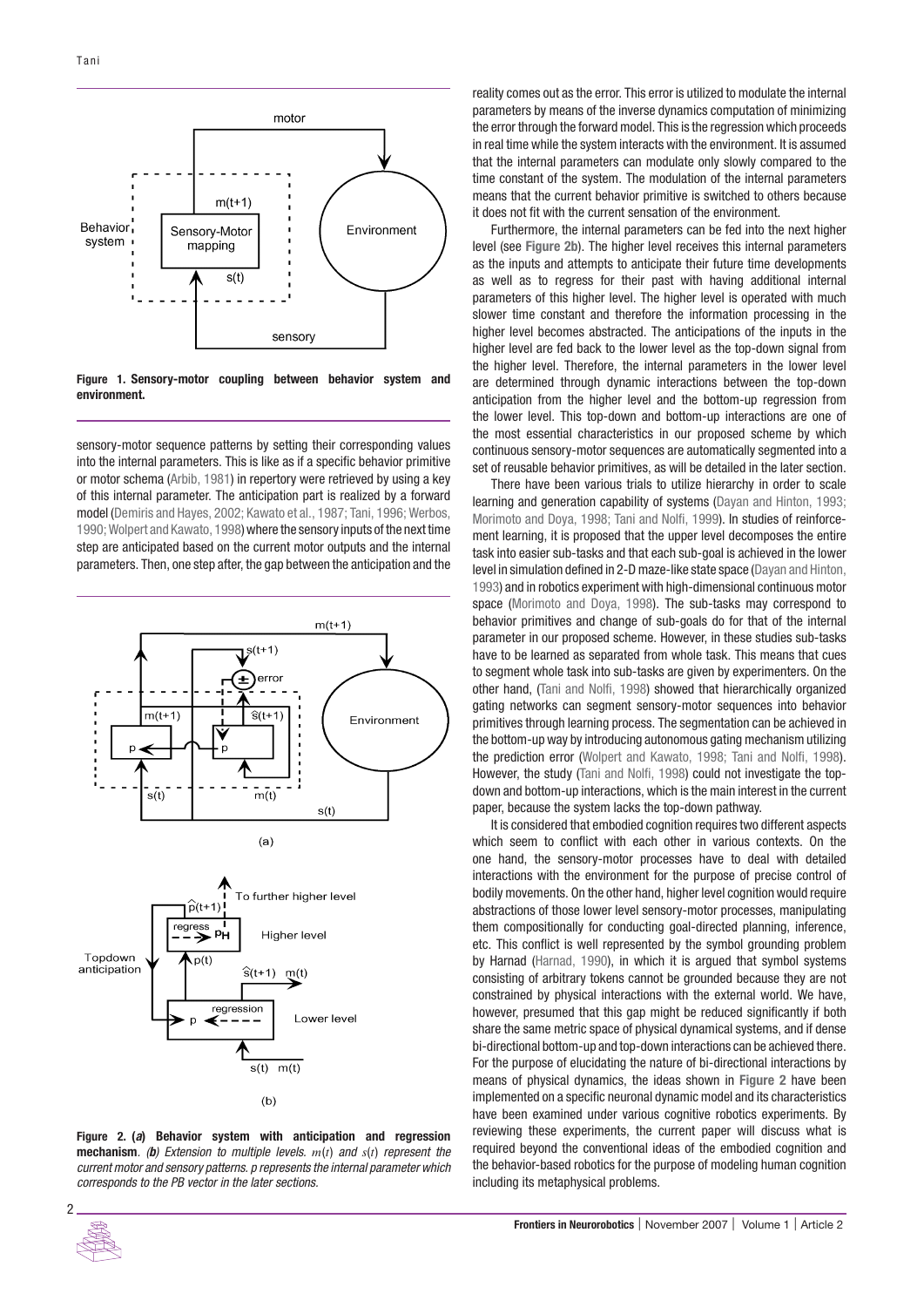**Figure 1. Sensory-motor coupling between behavior system and environment.**

sensory-motor sequence patterns by setting their corresponding values into the internal parameters. This is like as if a specific behavior primitive or motor schema (Arbib, 1981) in repertory were retrieved by using a key of this internal parameter. The anticipation part is realized by a forward model (Demiris and Hayes, 2002; Kawato et al., 1987; Tani, 1996; Werbos, 1990; Wolpert and Kawato, 1998) where the sensory inputs of the next time step are anticipated based on the current motor outputs and the internal parameters. Then, one step after, the gap between the anticipation and the reality comes out as the error. This error is utilized to modulate the internal parameters by means of the inverse dynamics computation of minimizing the error through the forward model. This is the regression which proceeds in real time while the system interacts with the environment. It is assumed that the internal parameters can modulate only slowly compared to the time constant of the system. The modulation of the internal parameters means that the current behavior primitive is switched to others because it does not fit with the current sensation of the environment.

**Figure 2. (*a*) Behavior system with anticipation and regression mechanism**. *(**b**) Extension to multiple levels. $m(t)$ and $s(t)$ represent the current motor and sensory patterns. p represents the internal parameter which corresponds to the PB vector in the later sections.*

Furthermore, the internal parameters can be fed into the next higher level (see **Figure 2b**). The higher level receives this internal parameters as the inputs and attempts to anticipate their future time developments as well as to regress for their past with having additional internal parameters of this higher level. The higher level is operated with much slower time constant and therefore the information processing in the higher level becomes abstracted. The anticipations of the inputs in the higher level are fed back to the lower level as the top-down signal from the higher level. Therefore, the internal parameters in the lower level are determined through dynamic interactions between the top-down anticipation from the higher level and the bottom-up regression from the lower level. This top-down and bottom-up interactions are one of the most essential characteristics in our proposed scheme by which continuous sensory-motor sequences are automatically segmented into a set of reusable behavior primitives, as will be detailed in the later section.

There have been various trials to utilize hierarchy in order to scale learning and generation capability of systems (Dayan and Hinton, 1993; Morimoto and Doya, 1998; Tani and Nolfi, 1999). In studies of reinforcement learning, it is proposed that the upper level decomposes the entire task into easier sub-tasks and that each sub-goal is achieved in the lower level in simulation defined in 2-D maze-like state space (Dayan and Hinton, 1993) and in robotics experiment with high-dimensional continuous motor space (Morimoto and Doya, 1998). The sub-tasks may correspond to behavior primitives and change of sub-goals do for that of the internal parameter in our proposed scheme. However, in these studies sub-tasks have to be learned as separated from whole task. This means that cues to segment whole task into sub-tasks are given by experimenters. On the other hand, (Tani and Nolfi, 1998) showed that hierarchically organized gating networks can segment sensory-motor sequences into behavior primitives through learning process. The segmentation can be achieved in the bottom-up way by introducing autonomous gating mechanism utilizing the prediction error (Wolpert and Kawato, 1998; Tani and Nolfi, 1998). However, the study (Tani and Nolfi, 1998) could not investigate the top-down and bottom-up interactions, which is the main interest in the current paper, because the system lacks the top-down pathway.

It is considered that embodied cognition requires two different aspects which seem to conflict with each other in various contexts. On the one hand, the sensory-motor processes have to deal with detailed interactions with the environment for the purpose of precise control of bodily movements. On the other hand, higher level cognition would require abstractions of those lower level sensory-motor processes, manipulating them compositionally for conducting goal-directed planning, inference, etc. This conflict is well represented by the symbol grounding problem by Harnad (Harnad, 1990), in which it is argued that symbol systems consisting of arbitrary tokens cannot be grounded because they are not constrained by physical interactions with the external world. We have, however, presumed that this gap might be reduced significantly if both share the same metric space of physical dynamical systems, and if dense bi-directional bottom-up and top-down interactions can be achieved there. For the purpose of elucidating the nature of bi-directional interactions by means of physical dynamics, the ideas shown in **Figure 2** have been implemented on a specific neuronal dynamic model and its characteristics have been examined under various cognitive robotics experiments. By reviewing these experiments, the current paper will discuss what is required beyond the conventional ideas of the embodied cognition and the behavior-based robotics for the purpose of modeling human cognition including its metaphysical problems.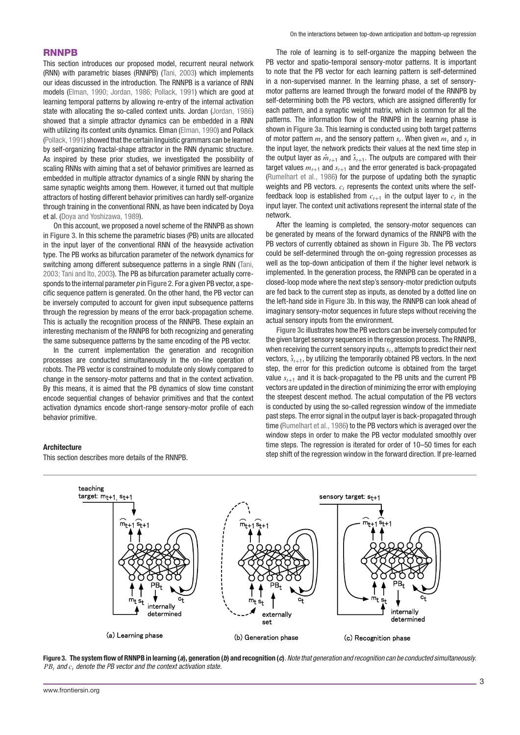## RNNPB

This section introduces our proposed model, recurrent neural network (RNN) with parametric biases (RNNPB) (Tani, 2003) which implements our ideas discussed in the introduction. The RNNPB is a variance of RNN models (Elman, 1990; Jordan, 1986; Pollack, 1991) which are good at learning temporal patterns by allowing re-entry of the internal activation state with allocating the so-called context units. Jordan (Jordan, 1986) showed that a simple attractor dynamics can be embedded in a RNN with utilizing its context units dynamics. Elman (Elman, 1990) and Pollack (Pollack, 1991) showed that the certain linguistic grammars can be learned by self-organizing fractal-shape attractor in the RNN dynamic structure. As inspired by these prior studies, we investigated the possibility of scaling RNNs with aiming that a set of behavior primitives are learned as embedded in multiple attractor dynamics of a single RNN by sharing the same synaptic weights among them. However, it turned out that multiple attractors of hosting different behavior primitives can hardly self-organize through training in the conventional RNN, as have been indicated by Doya et al. (Doya and Yoshizawa, 1989).

On this account, we proposed a novel scheme of the RNNPB as shown in **Figure 3**. In this scheme the parametric biases (PB) units are allocated in the input layer of the conventional RNN of the heavyside activation type. The PB works as bifurcation parameter of the network dynamics for switching among different subsequence patterns in a single RNN (Tani, 2003; Tani and Ito, 2003). The PB as bifurcation parameter actually corresponds to the internal parameter *p* in **Figure 2**. For a given PB vector, a specific sequence pattern is generated. On the other hand, the PB vector can be inversely computed to account for given input subsequence patterns through the regression by means of the error back-propagation scheme. This is actually the recognition process of the RNNPB. These explain an interesting mechanism of the RNNPB for both recognizing and generating the same subsequence patterns by the same encoding of the PB vector.

In the current implementation the generation and recognition processes are conducted simultaneously in the on-line operation of robots. The PB vector is constrained to modulate only slowly compared to change in the sensory-motor patterns and that in the context activation. By this means, it is aimed that the PB dynamics of slow time constant encode sequential changes of behavior primitives and that the context activation dynamics encode short-range sensory-motor profile of each behavior primitive.

### Architecture

This section describes more details of the RNNPB.

The role of learning is to self-organize the mapping between the PB vector and spatio-temporal sensory-motor patterns. It is important to note that the PB vector for each learning pattern is self-determined in a non-supervised manner. In the learning phase, a set of sensory-motor patterns are learned through the forward model of the RNNPB by self-determining both the PB vectors, which are assigned differently for each pattern, and a synaptic weight matrix, which is common for all the patterns. The information flow of the RNNPB in the learning phase is shown in **Figure 3a**. This learning is conducted using both target patterns of motor pattern $m_t$ and the sensory pattern $s_t$. When given $m_t$ and $s_t$ in the input layer, the network predicts their values at the next time step in the output layer as $\hat{m}_{t+1}$ and $\hat{s}_{t+1}$. The outputs are compared with their target values $m_{t+1}$ and $s_{t+1}$ and the error generated is back-propagated (Rumelhart et al., 1986) for the purpose of updating both the synaptic weights and PB vectors. $c_t$ represents the context units where the self-feedback loop is established from $c_{t+1}$ in the output layer to $c_t$ in the input layer. The context unit activations represent the internal state of the network.

After the learning is completed, the sensory-motor sequences can be generated by means of the forward dynamics of the RNNPB with the PB vectors of currently obtained as shown in **Figure 3b**. The PB vectors could be self-determined through the on-going regression processes as well as the top-down anticipation of them if the higher level network is implemented. In the generation process, the RNNPB can be operated in a closed-loop mode where the next step's sensory-motor prediction outputs are fed back to the current step as inputs, as denoted by a dotted line on the left-hand side in **Figure 3b**. In this way, the RNNPB can look ahead of imaginary sensory-motor sequences in future steps without receiving the actual sensory inputs from the environment.

**Figure 3c** illustrates how the PB vectors can be inversely computed for the given target sensory sequences in the regression process. The RNNPB, when receiving the current sensory inputs $s_t$, attempts to predict their next vectors, $\hat{s}_{t+1}$, by utilizing the temporarily obtained PB vectors. In the next step, the error for this prediction outcome is obtained from the target value $s_{t+1}$ and it is back-propagated to the PB units and the current PB vectors are updated in the direction of minimizing the error with employing the steepest descent method. The actual computation of the PB vectors is conducted by using the so-called regression window of the immediate past steps. The error signal in the output layer is back-propagated through time (Rumelhart et al., 1986) to the PB vectors which is averaged over the window steps in order to make the PB vector modulated smoothly over time steps. The regression is iterated for order of 10–50 times for each step shift of the regression window in the forward direction. If pre-learned

**Figure 3. The system flow of RNNPB in learning (*a*), generation (*b*) and recognition (*c*)**. *Note that generation and recognition can be conducted simultaneously. $PB_t$ and $c_t$ denote the PB vector and the context activation state.*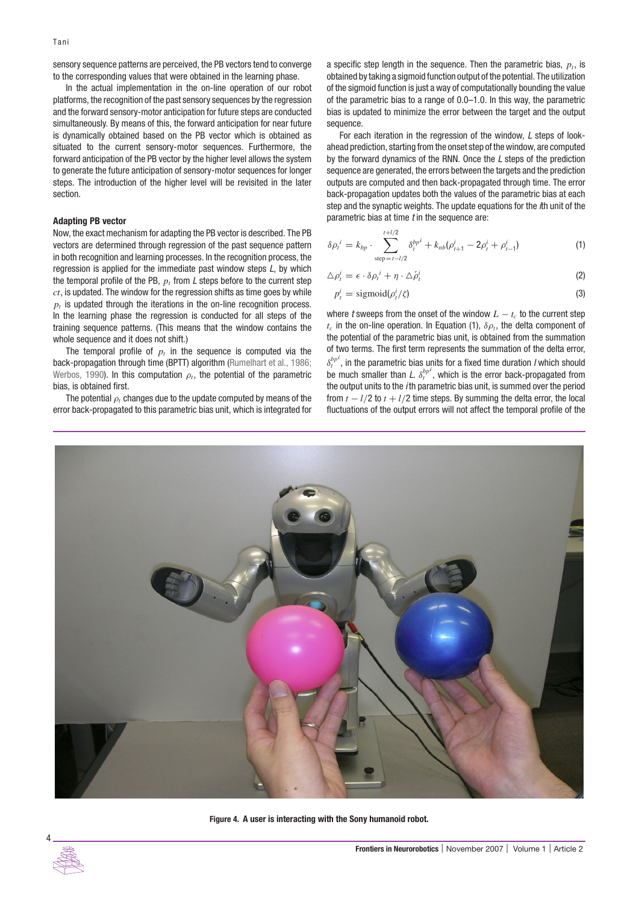sensory sequence patterns are perceived, the PB vectors tend to converge to the corresponding values that were obtained in the learning phase.

In the actual implementation in the on-line operation of our robot platforms, the recognition of the past sensory sequences by the regression and the forward sensory-motor anticipation for future steps are conducted simultaneously. By means of this, the forward anticipation for near future is dynamically obtained based on the PB vector which is obtained as situated to the current sensory-motor sequences. Furthermore, the forward anticipation of the PB vector by the higher level allows the system to generate the future anticipation of sensory-motor sequences for longer steps. The introduction of the higher level will be revisited in the later section.

### Adapting PB vector

Now, the exact mechanism for adapting the PB vector is described. The PB vectors are determined through regression of the past sequence pattern in both recognition and learning processes. In the recognition process, the regression is applied for the immediate past window steps *L*, by which the temporal profile of the PB, $p_t$ from *L* steps before to the current step $ct$, is updated. The window for the regression shifts as time goes by while $p_t$ is updated through the iterations in the on-line recognition process. In the learning phase the regression is conducted for all steps of the training sequence patterns. (This means that the window contains the whole sequence and it does not shift.)

The temporal profile of $p_t$ in the sequence is computed via the back-propagation through time (BPTT) algorithm (Rumelhart et al., 1986; Werbos, 1990). In this computation $\rho_t$, the potential of the parametric bias, is obtained first.

The potential $\rho_t$ changes due to the update computed by means of the error back-propagated to this parametric bias unit, which is integrated for a specific step length in the sequence. Then the parametric bias, $p_t$, is obtained by taking a sigmoid function output of the potential. The utilization of the sigmoid function is just a way of computationally bounding the value of the parametric bias to a range of 0.0–1.0. In this way, the parametric bias is updated to minimize the error between the target and the output sequence.

For each iteration in the regression of the window, *L* steps of look-ahead prediction, starting from the onset step of the window, are computed by the forward dynamics of the RNN. Once the *L* steps of the prediction sequence are generated, the errors between the targets and the prediction outputs are computed and then back-propagated through time. The error back-propagation updates both the values of the parametric bias at each step and the synaptic weights. The update equations for the *i*th unit of the parametric bias at time *t* in the sequence are:

$$\delta\rho_t^{\,i} = k_{bp} \cdot \sum_{\text{step}=t-l/2}^{t+l/2} \delta_t^{bp^i} + k_{nb}(\rho_{t+1}^i - 2\rho_t^i + \rho_{t-1}^i) \tag{1}$$

$$\triangle\rho_t^i = \epsilon \cdot \delta\rho_t^{\,i} + \eta \cdot \triangle\acute{\rho}_t^i \tag{2}$$

$$p_t^i = \text{sigmoid}(\rho_t^i/\zeta) \tag{3}$$

where *t* sweeps from the onset of the window $L - t_c$ to the current step $t_c$ in the on-line operation. In Equation (1), $\delta\rho_t$, the delta component of the potential of the parametric bias unit, is obtained from the summation of two terms. The first term represents the summation of the delta error, $\delta_t^{bp^i}$, in the parametric bias units for a fixed time duration *l* which should be much smaller than *L*. $\delta_t^{bp^i}$, which is the error back-propagated from the output units to the *i*th parametric bias unit, is summed over the period from $t - l/2$ to $t + l/2$ time steps. By summing the delta error, the local fluctuations of the output errors will not affect the temporal profile of the

**Figure 4. A user is interacting with the Sony humanoid robot.**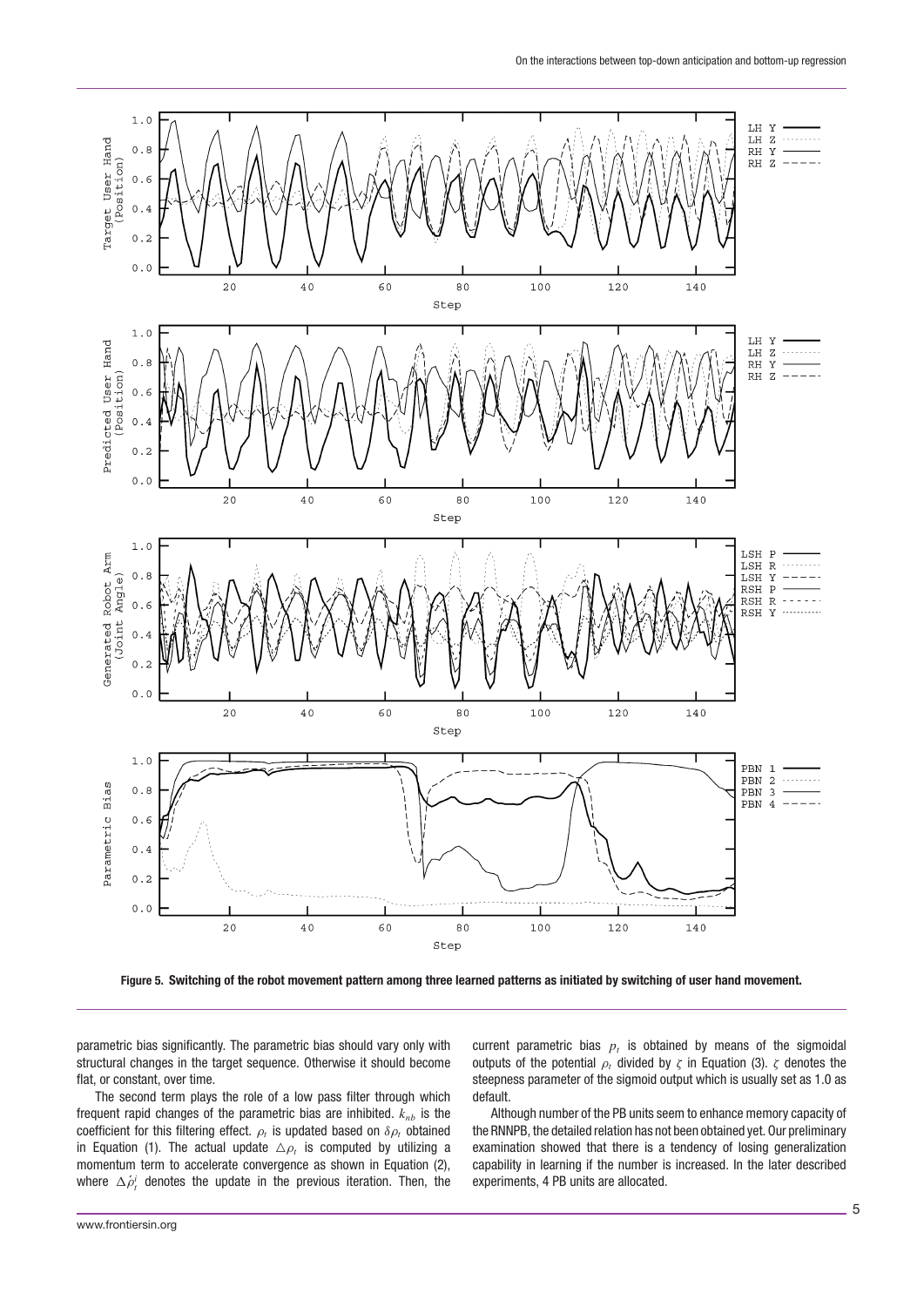Figure 5. Switching of the robot movement pattern among three learned patterns as initiated by switching of user hand movement.

parametric bias significantly. The parametric bias should vary only with structural changes in the target sequence. Otherwise it should become flat, or constant, over time.

The second term plays the role of a low pass filter through which frequent rapid changes of the parametric bias are inhibited. $k_{nb}$ is the coefficient for this filtering effect. $\rho_t$ is updated based on $\delta\rho_t$ obtained in Equation (1). The actual update $\triangle\rho_t$ is computed by utilizing a momentum term to accelerate convergence as shown in Equation (2), where $\Delta\dot{\rho}_t^i$ denotes the update in the previous iteration. Then, the current parametric bias $p_t$ is obtained by means of the sigmoidal outputs of the potential $\rho_t$ divided by $\zeta$ in Equation (3). $\zeta$ denotes the steepness parameter of the sigmoid output which is usually set as 1.0 as default.

Although number of the PB units seem to enhance memory capacity of the RNNPB, the detailed relation has not been obtained yet. Our preliminary examination showed that there is a tendency of losing generalization capability in learning if the number is increased. In the later described experiments, 4 PB units are allocated.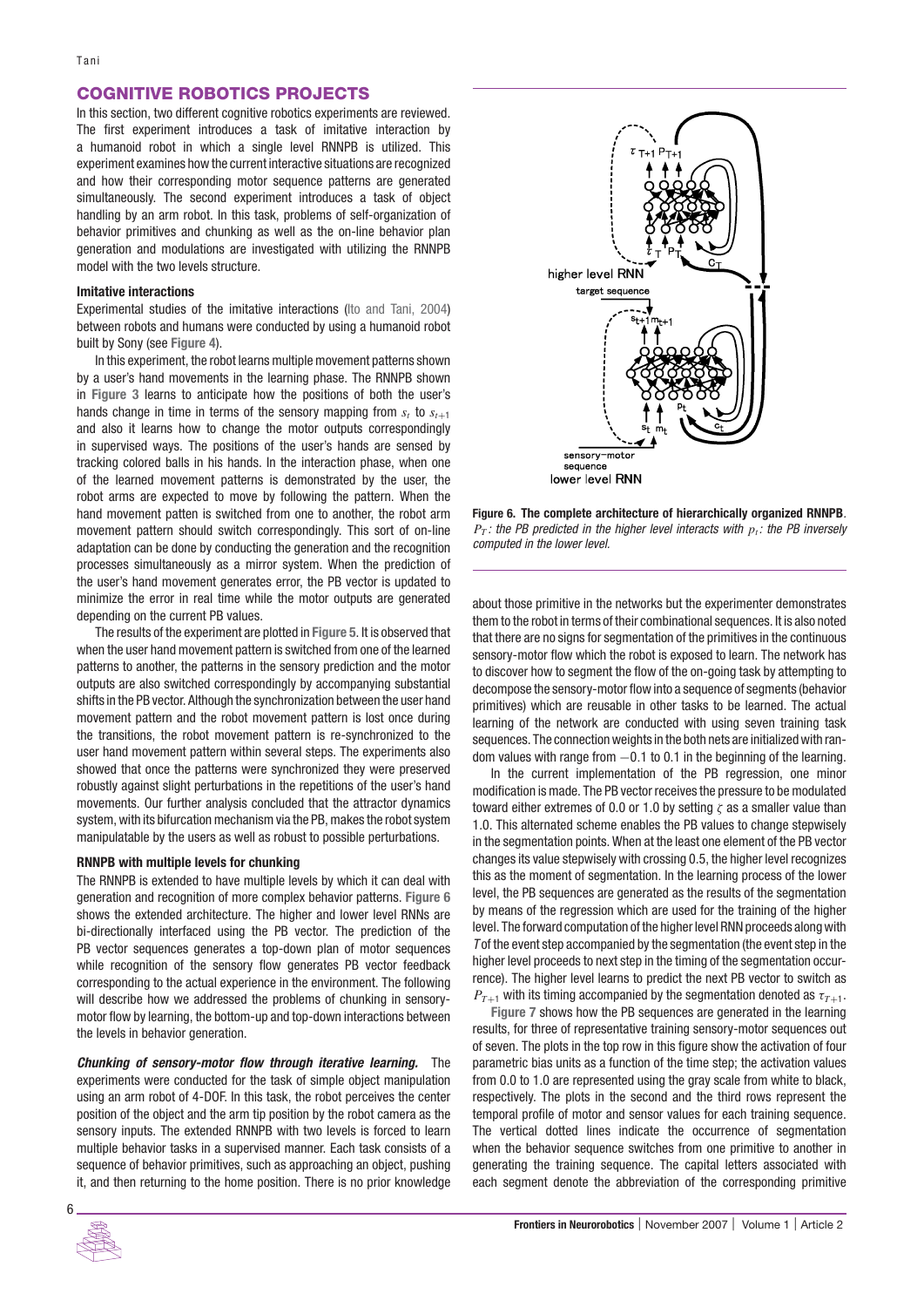## COGNITIVE ROBOTICS PROJECTS

In this section, two different cognitive robotics experiments are reviewed. The first experiment introduces a task of imitative interaction by a humanoid robot in which a single level RNNPB is utilized. This experiment examines how the current interactive situations are recognized and how their corresponding motor sequence patterns are generated simultaneously. The second experiment introduces a task of object handling by an arm robot. In this task, problems of self-organization of behavior primitives and chunking as well as the on-line behavior plan generation and modulations are investigated with utilizing the RNNPB model with the two levels structure.

### Imitative interactions

Experimental studies of the imitative interactions (Ito and Tani, 2004) between robots and humans were conducted by using a humanoid robot built by Sony (see **Figure 4**).

In this experiment, the robot learns multiple movement patterns shown by a user's hand movements in the learning phase. The RNNPB shown in **Figure 3** learns to anticipate how the positions of both the user's hands change in time in terms of the sensory mapping from $s_t$ to $s_{t+1}$ and also it learns how to change the motor outputs correspondingly in supervised ways. The positions of the user's hands are sensed by tracking colored balls in his hands. In the interaction phase, when one of the learned movement patterns is demonstrated by the user, the robot arms are expected to move by following the pattern. When the hand movement patten is switched from one to another, the robot arm movement pattern should switch correspondingly. This sort of on-line adaptation can be done by conducting the generation and the recognition processes simultaneously as a mirror system. When the prediction of the user's hand movement generates error, the PB vector is updated to minimize the error in real time while the motor outputs are generated depending on the current PB values.

The results of the experiment are plotted in **Figure 5**. It is observed that when the user hand movement pattern is switched from one of the learned patterns to another, the patterns in the sensory prediction and the motor outputs are also switched correspondingly by accompanying substantial shifts in the PB vector. Although the synchronization between the user hand movement pattern and the robot movement pattern is lost once during the transitions, the robot movement pattern is re-synchronized to the user hand movement pattern within several steps. The experiments also showed that once the patterns were synchronized they were preserved robustly against slight perturbations in the repetitions of the user's hand movements. Our further analysis concluded that the attractor dynamics system, with its bifurcation mechanism via the PB, makes the robot system manipulatable by the users as well as robust to possible perturbations.

### RNNPB with multiple levels for chunking

The RNNPB is extended to have multiple levels by which it can deal with generation and recognition of more complex behavior patterns. **Figure 6** shows the extended architecture. The higher and lower level RNNs are bi-directionally interfaced using the PB vector. The prediction of the PB vector sequences generates a top-down plan of motor sequences while recognition of the sensory flow generates PB vector feedback corresponding to the actual experience in the environment. The following will describe how we addressed the problems of chunking in sensory-motor flow by learning, the bottom-up and top-down interactions between the levels in behavior generation.

***Chunking of sensory-motor flow through iterative learning.*** The experiments were conducted for the task of simple object manipulation using an arm robot of 4-DOF. In this task, the robot perceives the center position of the object and the arm tip position by the robot camera as the sensory inputs. The extended RNNPB with two levels is forced to learn multiple behavior tasks in a supervised manner. Each task consists of a sequence of behavior primitives, such as approaching an object, pushing it, and then returning to the home position. There is no prior knowledge about those primitive in the networks but the experimenter demonstrates them to the robot in terms of their combinational sequences. It is also noted that there are no signs for segmentation of the primitives in the continuous sensory-motor flow which the robot is exposed to learn. The network has to discover how to segment the flow of the on-going task by attempting to decompose the sensory-motor flow into a sequence of segments (behavior primitives) which are reusable in other tasks to be learned. The actual learning of the network are conducted with using seven training task sequences. The connection weights in the both nets are initialized with random values with range from −0.1 to 0.1 in the beginning of the learning.

**Figure 6. The complete architecture of hierarchically organized RNNPB.** *$P_T$: the PB predicted in the higher level interacts with $p_t$: the PB inversely computed in the lower level.*

In the current implementation of the PB regression, one minor modification is made. The PB vector receives the pressure to be modulated toward either extremes of 0.0 or 1.0 by setting $\zeta$ as a smaller value than 1.0. This alternated scheme enables the PB values to change stepwisely in the segmentation points. When at the least one element of the PB vector changes its value stepwisely with crossing 0.5, the higher level recognizes this as the moment of segmentation. In the learning process of the lower level, the PB sequences are generated as the results of the segmentation by means of the regression which are used for the training of the higher level. The forward computation of the higher level RNN proceeds along with $T$ of the event step accompanied by the segmentation (the event step in the higher level proceeds to next step in the timing of the segmentation occurrence). The higher level learns to predict the next PB vector to switch as $P_{T+1}$ with its timing accompanied by the segmentation denoted as $\tau_{T+1}$.

**Figure 7** shows how the PB sequences are generated in the learning results, for three of representative training sensory-motor sequences out of seven. The plots in the top row in this figure show the activation of four parametric bias units as a function of the time step; the activation values from 0.0 to 1.0 are represented using the gray scale from white to black, respectively. The plots in the second and the third rows represent the temporal profile of motor and sensor values for each training sequence. The vertical dotted lines indicate the occurrence of segmentation when the behavior sequence switches from one primitive to another in generating the training sequence. The capital letters associated with each segment denote the abbreviation of the corresponding primitive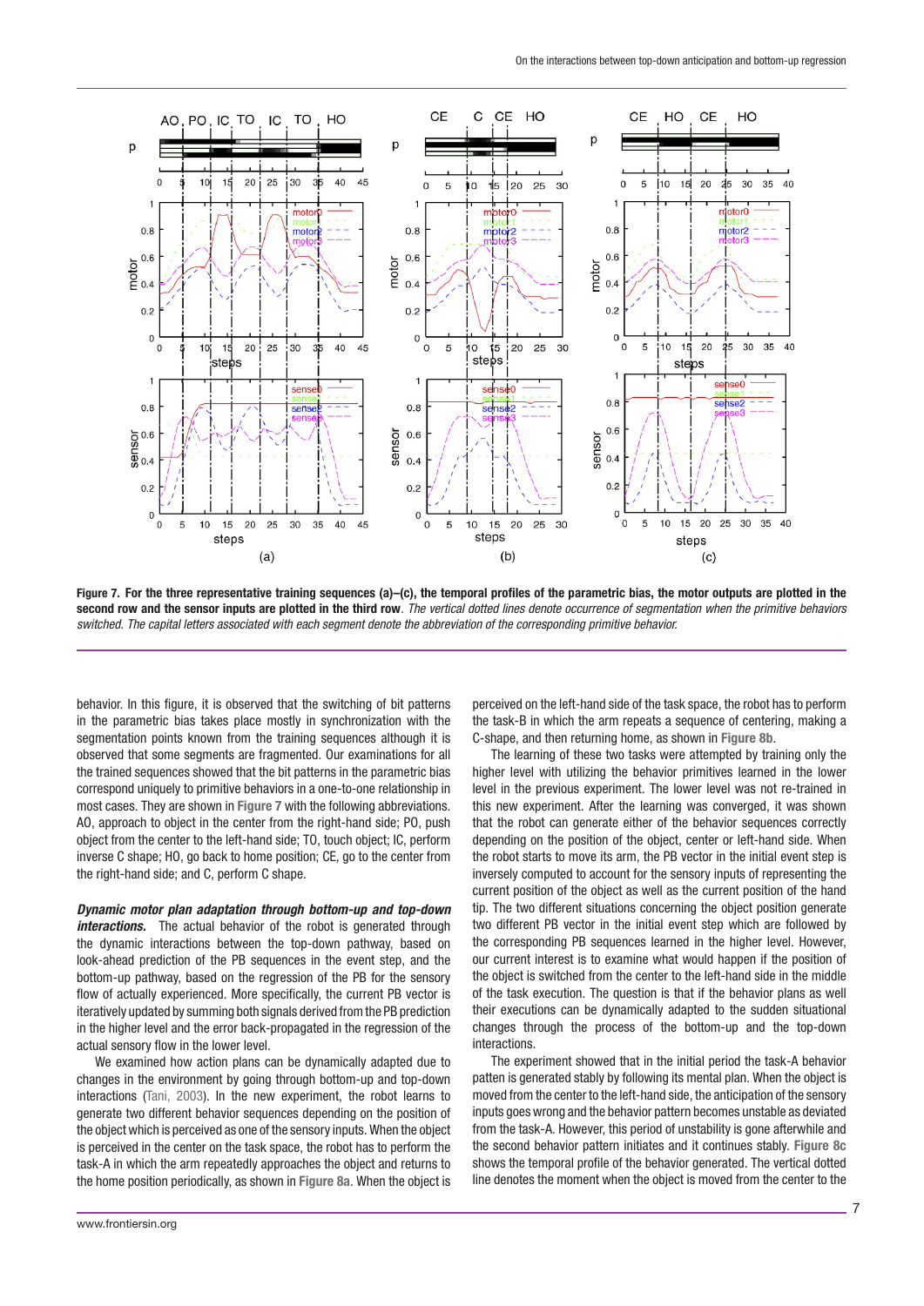**Figure 7. For the three representative training sequences (a)–(c), the temporal profiles of the parametric bias, the motor outputs are plotted in the second row and the sensor inputs are plotted in the third row**. *The vertical dotted lines denote occurrence of segmentation when the primitive behaviors switched. The capital letters associated with each segment denote the abbreviation of the corresponding primitive behavior.*

behavior. In this figure, it is observed that the switching of bit patterns in the parametric bias takes place mostly in synchronization with the segmentation points known from the training sequences although it is observed that some segments are fragmented. Our examinations for all the trained sequences showed that the bit patterns in the parametric bias correspond uniquely to primitive behaviors in a one-to-one relationship in most cases. They are shown in Figure 7 with the following abbreviations. AO, approach to object in the center from the right-hand side; PO, push object from the center to the left-hand side; TO, touch object; IC, perform inverse C shape; HO, go back to home position; CE, go to the center from the right-hand side; and C, perform C shape.

***Dynamic motor plan adaptation through bottom-up and top-down interactions.*** The actual behavior of the robot is generated through the dynamic interactions between the top-down pathway, based on look-ahead prediction of the PB sequences in the event step, and the bottom-up pathway, based on the regression of the PB for the sensory flow of actually experienced. More specifically, the current PB vector is iteratively updated by summing both signals derived from the PB prediction in the higher level and the error back-propagated in the regression of the actual sensory flow in the lower level.

We examined how action plans can be dynamically adapted due to changes in the environment by going through bottom-up and top-down interactions (Tani, 2003). In the new experiment, the robot learns to generate two different behavior sequences depending on the position of the object which is perceived as one of the sensory inputs. When the object is perceived in the center on the task space, the robot has to perform the task-A in which the arm repeatedly approaches the object and returns to the home position periodically, as shown in Figure 8a. When the object is perceived on the left-hand side of the task space, the robot has to perform the task-B in which the arm repeats a sequence of centering, making a C-shape, and then returning home, as shown in Figure 8b.

The learning of these two tasks were attempted by training only the higher level with utilizing the behavior primitives learned in the lower level in the previous experiment. The lower level was not re-trained in this new experiment. After the learning was converged, it was shown that the robot can generate either of the behavior sequences correctly depending on the position of the object, center or left-hand side. When the robot starts to move its arm, the PB vector in the initial event step is inversely computed to account for the sensory inputs of representing the current position of the object as well as the current position of the hand tip. The two different situations concerning the object position generate two different PB vector in the initial event step which are followed by the corresponding PB sequences learned in the higher level. However, our current interest is to examine what would happen if the position of the object is switched from the center to the left-hand side in the middle of the task execution. The question is that if the behavior plans as well their executions can be dynamically adapted to the sudden situational changes through the process of the bottom-up and the top-down interactions.

The experiment showed that in the initial period the task-A behavior patten is generated stably by following its mental plan. When the object is moved from the center to the left-hand side, the anticipation of the sensory inputs goes wrong and the behavior pattern becomes unstable as deviated from the task-A. However, this period of unstability is gone afterwhile and the second behavior pattern initiates and it continues stably. Figure 8c shows the temporal profile of the behavior generated. The vertical dotted line denotes the moment when the object is moved from the center to the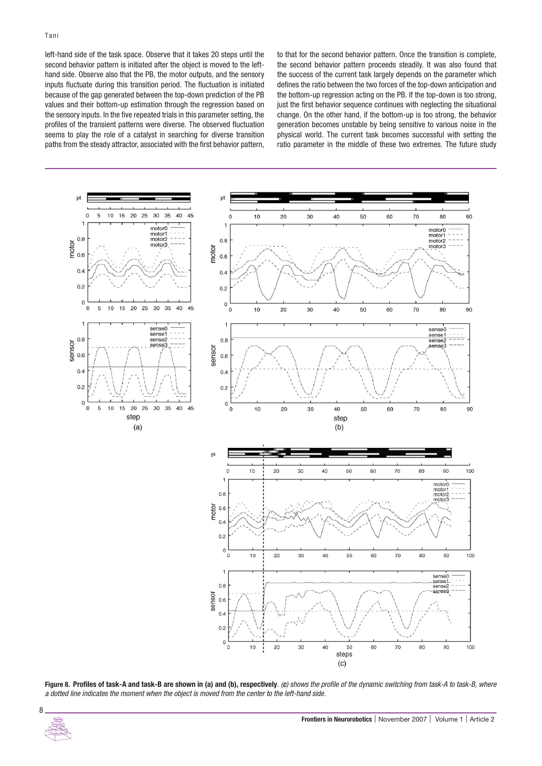left-hand side of the task space. Observe that it takes 20 steps until the second behavior pattern is initiated after the object is moved to the left-hand side. Observe also that the PB, the motor outputs, and the sensory inputs fluctuate during this transition period. The fluctuation is initiated because of the gap generated between the top-down prediction of the PB values and their bottom-up estimation through the regression based on the sensory inputs. In the five repeated trials in this parameter setting, the profiles of the transient patterns were diverse. The observed fluctuation seems to play the role of a catalyst in searching for diverse transition paths from the steady attractor, associated with the first behavior pattern, to that for the second behavior pattern. Once the transition is complete, the second behavior pattern proceeds steadily. It was also found that the success of the current task largely depends on the parameter which defines the ratio between the two forces of the top-down anticipation and the bottom-up regression acting on the PB. If the top-down is too strong, just the first behavior sequence continues with neglecting the situational change. On the other hand, if the bottom-up is too strong, the behavior generation becomes unstable by being sensitive to various noise in the physical world. The current task becomes successful with setting the ratio parameter in the middle of these two extremes. The future study

**Figure 8. Profiles of task-A and task-B are shown in (a) and (b), respectively**. *(c) shows the profile of the dynamic switching from task-A to task-B, where a dotted line indicates the moment when the object is moved from the center to the left-hand side.*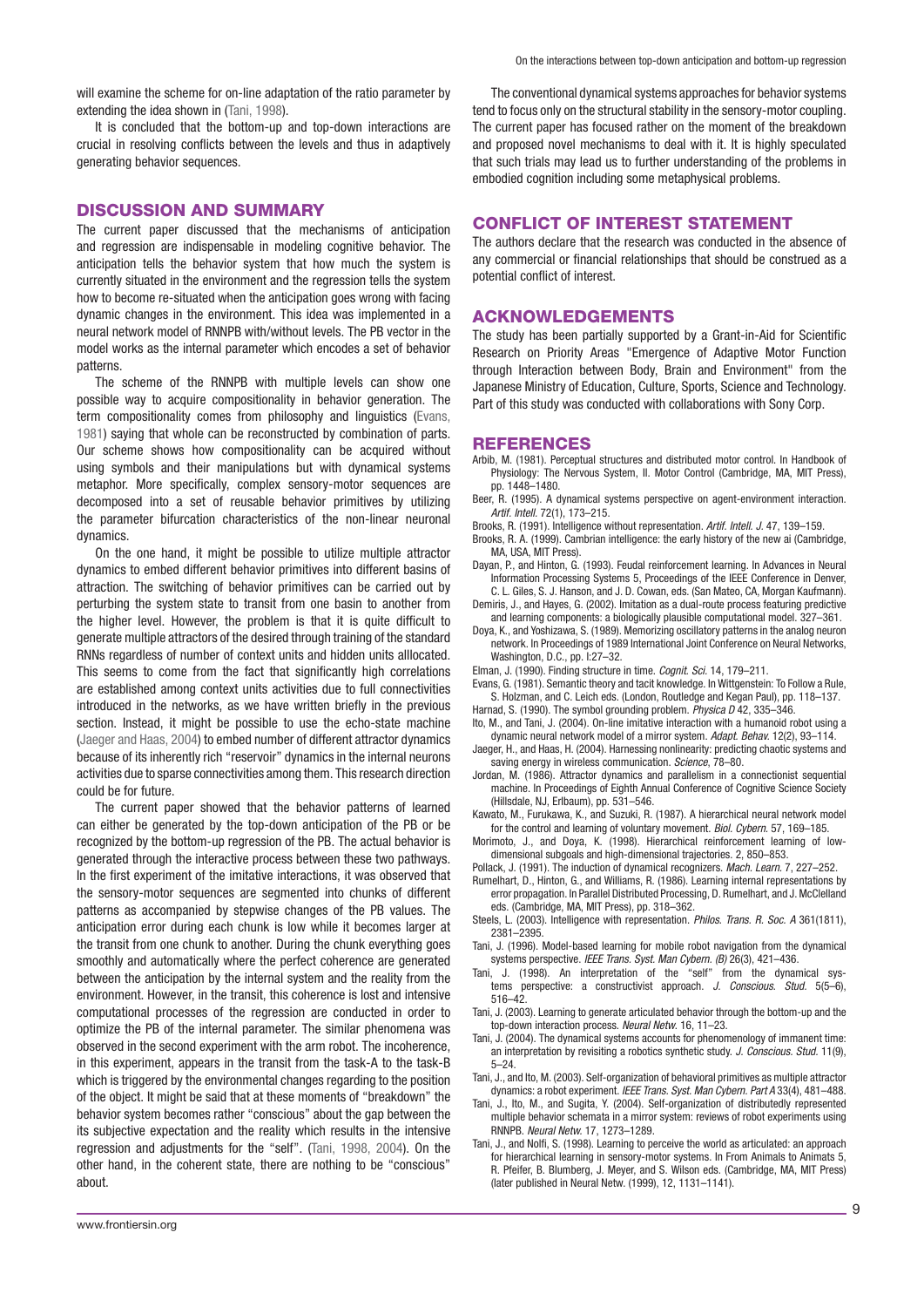will examine the scheme for on-line adaptation of the ratio parameter by extending the idea shown in (Tani, 1998).

It is concluded that the bottom-up and top-down interactions are crucial in resolving conflicts between the levels and thus in adaptively generating behavior sequences.

## DISCUSSION AND SUMMARY

The current paper discussed that the mechanisms of anticipation and regression are indispensable in modeling cognitive behavior. The anticipation tells the behavior system that how much the system is currently situated in the environment and the regression tells the system how to become re-situated when the anticipation goes wrong with facing dynamic changes in the environment. This idea was implemented in a neural network model of RNNPB with/without levels. The PB vector in the model works as the internal parameter which encodes a set of behavior patterns.

The scheme of the RNNPB with multiple levels can show one possible way to acquire compositionality in behavior generation. The term compositionality comes from philosophy and linguistics (Evans, 1981) saying that whole can be reconstructed by combination of parts. Our scheme shows how compositionality can be acquired without using symbols and their manipulations but with dynamical systems metaphor. More specifically, complex sensory-motor sequences are decomposed into a set of reusable behavior primitives by utilizing the parameter bifurcation characteristics of the non-linear neuronal dynamics.

On the one hand, it might be possible to utilize multiple attractor dynamics to embed different behavior primitives into different basins of attraction. The switching of behavior primitives can be carried out by perturbing the system state to transit from one basin to another from the higher level. However, the problem is that it is quite difficult to generate multiple attractors of the desired through training of the standard RNNs regardless of number of context units and hidden units alllocated. This seems to come from the fact that significantly high correlations are established among context units activities due to full connectivities introduced in the networks, as we have written briefly in the previous section. Instead, it might be possible to use the echo-state machine (Jaeger and Haas, 2004) to embed number of different attractor dynamics because of its inherently rich "reservoir" dynamics in the internal neurons activities due to sparse connectivities among them. This research direction could be for future.

The current paper showed that the behavior patterns of learned can either be generated by the top-down anticipation of the PB or be recognized by the bottom-up regression of the PB. The actual behavior is generated through the interactive process between these two pathways. In the first experiment of the imitative interactions, it was observed that the sensory-motor sequences are segmented into chunks of different patterns as accompanied by stepwise changes of the PB values. The anticipation error during each chunk is low while it becomes larger at the transit from one chunk to another. During the chunk everything goes smoothly and automatically where the perfect coherence are generated between the anticipation by the internal system and the reality from the environment. However, in the transit, this coherence is lost and intensive computational processes of the regression are conducted in order to optimize the PB of the internal parameter. The similar phenomena was observed in the second experiment with the arm robot. The incoherence, in this experiment, appears in the transit from the task-A to the task-B which is triggered by the environmental changes regarding to the position of the object. It might be said that at these moments of "breakdown" the behavior system becomes rather "conscious" about the gap between the its subjective expectation and the reality which results in the intensive regression and adjustments for the "self". (Tani, 1998, 2004). On the other hand, in the coherent state, there are nothing to be "conscious" about.

The conventional dynamical systems approaches for behavior systems tend to focus only on the structural stability in the sensory-motor coupling. The current paper has focused rather on the moment of the breakdown and proposed novel mechanisms to deal with it. It is highly speculated that such trials may lead us to further understanding of the problems in embodied cognition including some metaphysical problems.

## CONFLICT OF INTEREST STATEMENT

The authors declare that the research was conducted in the absence of any commercial or financial relationships that should be construed as a potential conflict of interest.

## ACKNOWLEDGEMENTS

The study has been partially supported by a Grant-in-Aid for Scientific Research on Priority Areas "Emergence of Adaptive Motor Function through Interaction between Body, Brain and Environment" from the Japanese Ministry of Education, Culture, Sports, Science and Technology. Part of this study was conducted with collaborations with Sony Corp.

## REFERENCES

Arbib, M. (1981). Perceptual structures and distributed motor control. In Handbook of Physiology: The Nervous System, II. Motor Control (Cambridge, MA, MIT Press), pp. 1448–1480.

Beer, R. (1995). A dynamical systems perspective on agent-environment interaction. *Artif. Intell.* 72(1), 173–215.

Brooks, R. (1991). Intelligence without representation. *Artif. Intell. J.* 47, 139–159.

Brooks, R. A. (1999). Cambrian intelligence: the early history of the new ai (Cambridge, MA, USA, MIT Press).

Dayan, P., and Hinton, G. (1993). Feudal reinforcement learning. In Advances in Neural Information Processing Systems 5, Proceedings of the IEEE Conference in Denver, C. L. Giles, S. J. Hanson, and J. D. Cowan, eds. (San Mateo, CA, Morgan Kaufmann).

Demiris, J., and Hayes, G. (2002). Imitation as a dual-route process featuring predictive and learning components: a biologically plausible computational model. 327–361.

Doya, K., and Yoshizawa, S. (1989). Memorizing oscillatory patterns in the analog neuron network. In Proceedings of 1989 International Joint Conference on Neural Networks, Washington, D.C., pp. I:27–32.

Elman, J. (1990). Finding structure in time. *Cognit. Sci.* 14, 179–211.

Evans, G. (1981). Semantic theory and tacit knowledge. In Wittgenstein: To Follow a Rule, S. Holzman, and C. Leich eds. (London, Routledge and Kegan Paul), pp. 118–137.

Harnad, S. (1990). The symbol grounding problem. *Physica D* 42, 335–346.

Ito, M., and Tani, J. (2004). On-line imitative interaction with a humanoid robot using a dynamic neural network model of a mirror system. *Adapt. Behav.* 12(2), 93–114.

Jaeger, H., and Haas, H. (2004). Harnessing nonlinearity: predicting chaotic systems and saving energy in wireless communication. *Science*, 78–80.

Jordan, M. (1986). Attractor dynamics and parallelism in a connectionist sequential machine. In Proceedings of Eighth Annual Conference of Cognitive Science Society (Hillsdale, NJ, Erlbaum), pp. 531–546.

Kawato, M., Furukawa, K., and Suzuki, R. (1987). A hierarchical neural network model for the control and learning of voluntary movement. *Biol. Cybern.* 57, 169–185.

Morimoto, J., and Doya, K. (1998). Hierarchical reinforcement learning of low-dimensional subgoals and high-dimensional trajectories. 2, 850–853.

Pollack, J. (1991). The induction of dynamical recognizers. *Mach. Learn.* 7, 227–252.

Rumelhart, D., Hinton, G., and Williams, R. (1986). Learning internal representations by error propagation. In Parallel Distributed Processing, D. Rumelhart, and J. McClelland eds. (Cambridge, MA, MIT Press), pp. 318–362.

Steels, L. (2003). Intelligence with representation. *Philos. Trans. R. Soc. A* 361(1811), 2381–2395.

Tani, J. (1996). Model-based learning for mobile robot navigation from the dynamical systems perspective. *IEEE Trans. Syst. Man Cybern. (B)* 26(3), 421–436.

Tani, J. (1998). An interpretation of the "self" from the dynamical systems perspective: a constructivist approach. *J. Conscious. Stud.* 5(5–6), 516–42.

Tani, J. (2003). Learning to generate articulated behavior through the bottom-up and the top-down interaction process. *Neural Netw.* 16, 11–23.

Tani, J. (2004). The dynamical systems accounts for phenomenology of immanent time: an interpretation by revisiting a robotics synthetic study. *J. Conscious. Stud.* 11(9), 5–24.

Tani, J., and Ito, M. (2003). Self-organization of behavioral primitives as multiple attractor dynamics: a robot experiment. *IEEE Trans. Syst. Man Cybern. Part A* 33(4), 481–488.

Tani, J., Ito, M., and Sugita, Y. (2004). Self-organization of distributedly represented multiple behavior schemata in a mirror system: reviews of robot experiments using RNNPB. *Neural Netw.* 17, 1273–1289.

Tani, J., and Nolfi, S. (1998). Learning to perceive the world as articulated: an approach for hierarchical learning in sensory-motor systems. In From Animals to Animats 5, R. Pfeifer, B. Blumberg, J. Meyer, and S. Wilson eds. (Cambridge, MA, MIT Press) (later published in Neural Netw. (1999), 12, 1131–1141).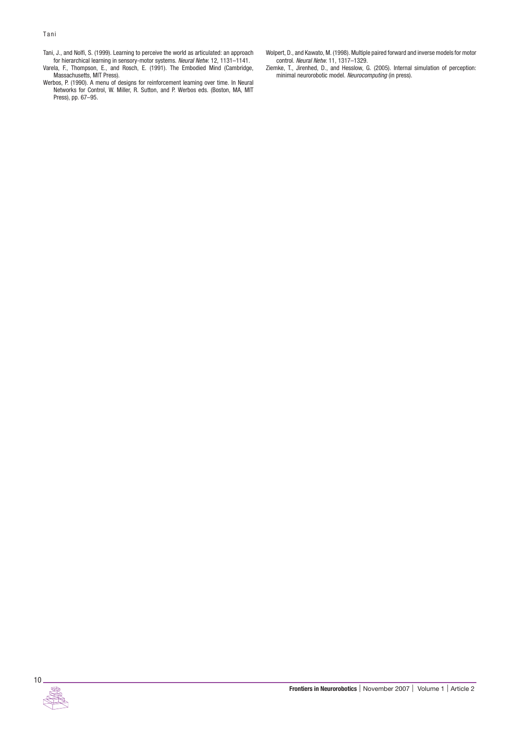Tani, J., and Nolfi, S. (1999). Learning to perceive the world as articulated: an approach for hierarchical learning in sensory-motor systems. *Neural Netw.* 12, 1131–1141.

Varela, F., Thompson, E., and Rosch, E. (1991). The Embodied Mind (Cambridge, Massachusetts, MIT Press).

Werbos, P. (1990). A menu of designs for reinforcement learning over time. In Neural Networks for Control, W. Miller, R. Sutton, and P. Werbos eds. (Boston, MA, MIT Press), pp. 67–95.

Wolpert, D., and Kawato, M. (1998). Multiple paired forward and inverse models for motor control. *Neural Netw.* 11, 1317–1329.

Ziemke, T., Jirenhed, D., and Hesslow, G. (2005). Internal simulation of perception: minimal neurorobotic model. *Neurocomputing* (in press).